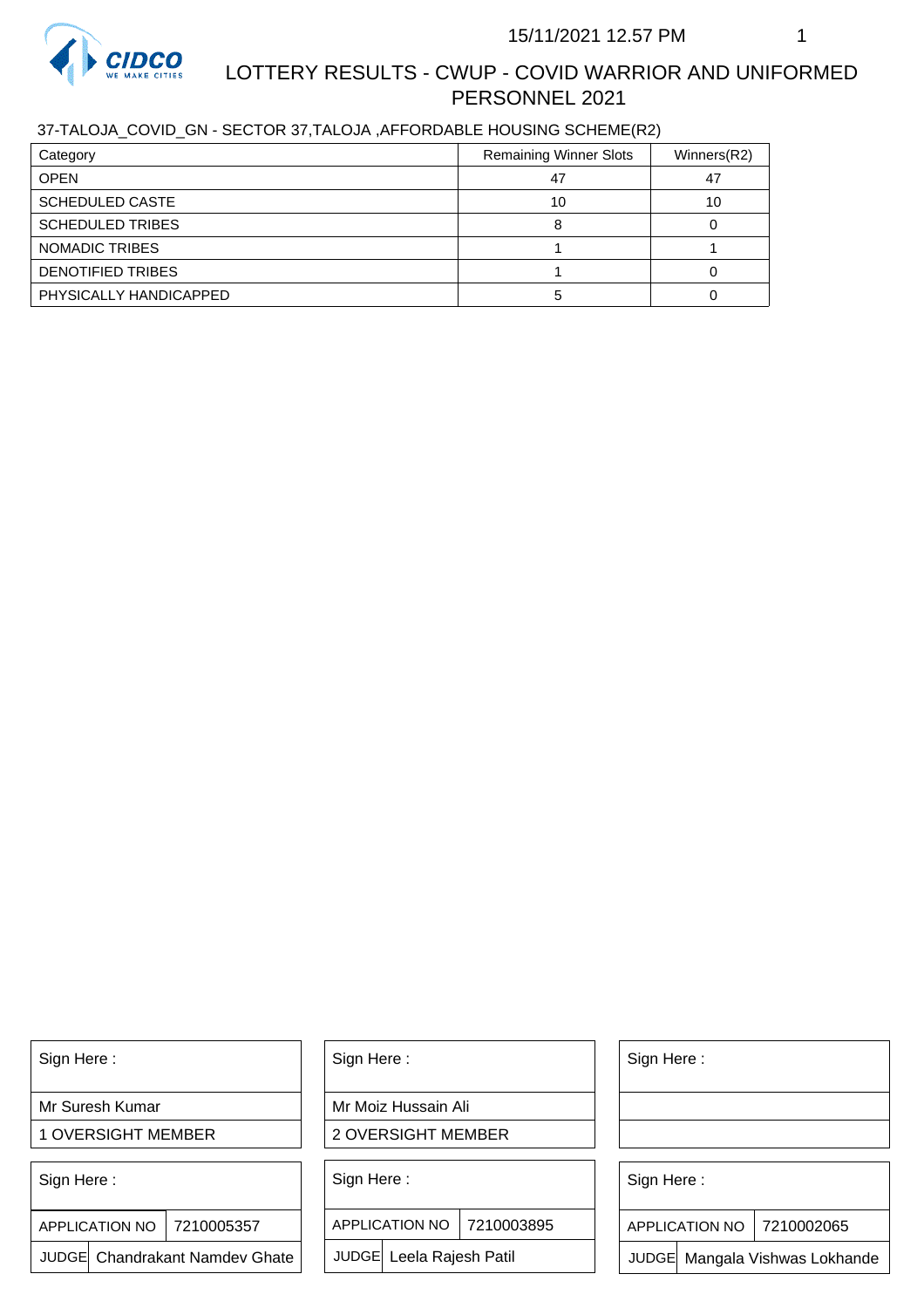# LOTTERY RESULTS - CWUP - COVID WARRIOR AND UNIFORMED PERSONNEL 2021

15/11/2021 12.57 PM

37-TALOJA_COVID_GN - SECTOR 37,TALOJA ,AFFORDABLE HOUSING SCHEME(R2)

| Category | Remaining Winner Slots | Winners(R2) |
|---|---|---|
| OPEN | 47 | 47 |
| SCHEDULED CASTE | 10 | 10 |
| SCHEDULED TRIBES | 8 | 0 |
| NOMADIC TRIBES | 1 | 1 |
| DENOTIFIED TRIBES | 1 | 0 |
| PHYSICALLY HANDICAPPED | 5 | 0 |

| Sign Here : | Sign Here : | Sign Here : |
|---|---|---|
| Mr Suresh Kumar | Mr Moiz Hussain Ali | |
| 1 OVERSIGHT MEMBER | 2 OVERSIGHT MEMBER | |

| Sign Here : | Sign Here : | Sign Here : |
|---|---|---|
| APPLICATION NO 7210005357 | APPLICATION NO 7210003895 | APPLICATION NO 7210002065 |
| JUDGE Chandrakant Namdev Ghate | JUDGE Leela Rajesh Patil | JUDGE Mangala Vishwas Lokhande |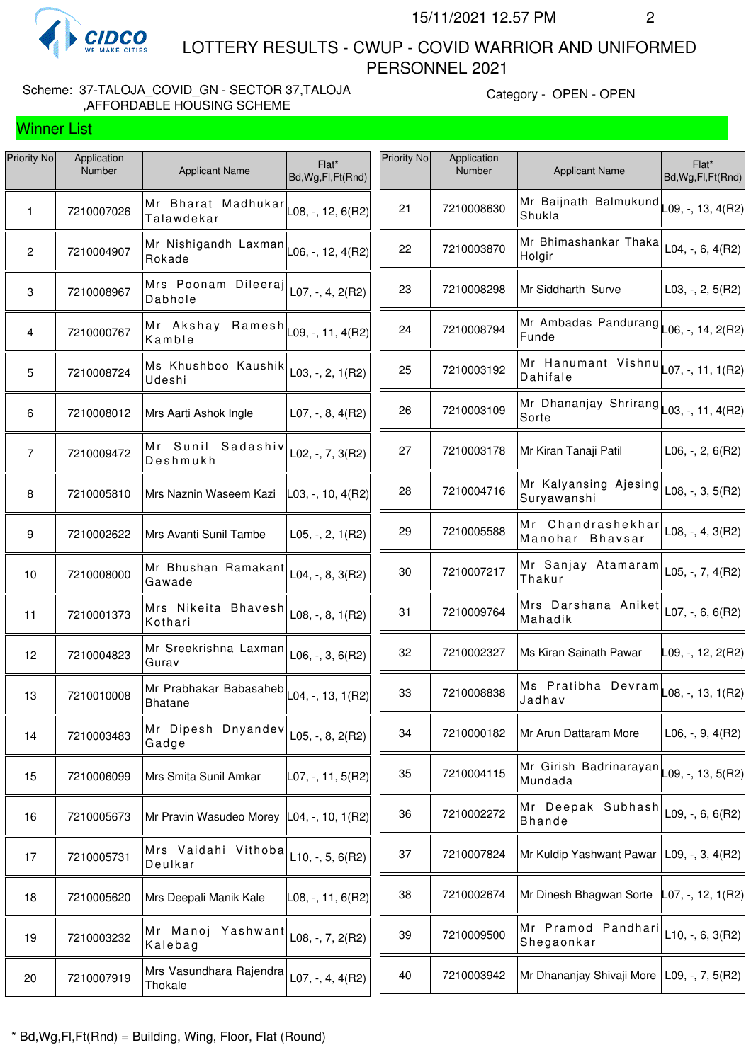# LOTTERY RESULTS - CWUP - COVID WARRIOR AND UNIFORMED PERSONNEL 2021

Scheme: 37-TALOJA_COVID_GN - SECTOR 37,TALOJA ,AFFORDABLE HOUSING SCHEME

Category - OPEN - OPEN

## Winner List

| Priority No | Application Number | Applicant Name | Flat* Bd,Wg,Fl,Ft(Rnd) |
|---|---|---|---|
| 1 | 7210007026 | Mr Bharat Madhukar Talawdekar | L08, -, 12, 6(R2) |
| 2 | 7210004907 | Mr Nishigandh Laxman Rokade | L06, -, 12, 4(R2) |
| 3 | 7210008967 | Mrs Poonam Dileeraj Dabhole | L07, -, 4, 2(R2) |
| 4 | 7210000767 | Mr Akshay Ramesh Kamble | L09, -, 11, 4(R2) |
| 5 | 7210008724 | Ms Khushboo Kaushik Udeshi | L03, -, 2, 1(R2) |
| 6 | 7210008012 | Mrs Aarti Ashok Ingle | L07, -, 8, 4(R2) |
| 7 | 7210009472 | Mr Sunil Sadashiv Deshmukh | L02, -, 7, 3(R2) |
| 8 | 7210005810 | Mrs Naznin Waseem Kazi | L03, -, 10, 4(R2) |
| 9 | 7210002622 | Mrs Avanti Sunil Tambe | L05, -, 2, 1(R2) |
| 10 | 7210008000 | Mr Bhushan Ramakant Gawade | L04, -, 8, 3(R2) |
| 11 | 7210001373 | Mrs Nikeita Bhavesh Kothari | L08, -, 8, 1(R2) |
| 12 | 7210004823 | Mr Sreekrishna Laxman Gurav | L06, -, 3, 6(R2) |
| 13 | 7210010008 | Mr Prabhakar Babasaheb Bhatane | L04, -, 13, 1(R2) |
| 14 | 7210003483 | Mr Dipesh Dnyandev Gadge | L05, -, 8, 2(R2) |
| 15 | 7210006099 | Mrs Smita Sunil Amkar | L07, -, 11, 5(R2) |
| 16 | 7210005673 | Mr Pravin Wasudeo Morey | L04, -, 10, 1(R2) |
| 17 | 7210005731 | Mrs Vaidahi Vithoba Deulkar | L10, -, 5, 6(R2) |
| 18 | 7210005620 | Mrs Deepali Manik Kale | L08, -, 11, 6(R2) |
| 19 | 7210003232 | Mr Manoj Yashwant Kalebag | L08, -, 7, 2(R2) |
| 20 | 7210007919 | Mrs Vasundhara Rajendra Thokale | L07, -, 4, 4(R2) |
| 21 | 7210008630 | Mr Baijnath Balmukund Shukla | L09, -, 13, 4(R2) |
| 22 | 7210003870 | Mr Bhimashankar Thaka Holgir | L04, -, 6, 4(R2) |
| 23 | 7210008298 | Mr Siddharth Surve | L03, -, 2, 5(R2) |
| 24 | 7210008794 | Mr Ambadas Pandurang Funde | L06, -, 14, 2(R2) |
| 25 | 7210003192 | Mr Hanumant Vishnu Dahifale | L07, -, 11, 1(R2) |
| 26 | 7210003109 | Mr Dhananjay Shrirang Sorte | L03, -, 11, 4(R2) |
| 27 | 7210003178 | Mr Kiran Tanaji Patil | L06, -, 2, 6(R2) |
| 28 | 7210004716 | Mr Kalyansing Ajesing Suryawanshi | L08, -, 3, 5(R2) |
| 29 | 7210005588 | Mr Chandrashekhar Manohar Bhavsar | L08, -, 4, 3(R2) |
| 30 | 7210007217 | Mr Sanjay Atamaram Thakur | L05, -, 7, 4(R2) |
| 31 | 7210009764 | Mrs Darshana Aniket Mahadik | L07, -, 6, 6(R2) |
| 32 | 7210002327 | Ms Kiran Sainath Pawar | L09, -, 12, 2(R2) |
| 33 | 7210008838 | Ms Pratibha Devram Jadhav | L08, -, 13, 1(R2) |
| 34 | 7210000182 | Mr Arun Dattaram More | L06, -, 9, 4(R2) |
| 35 | 7210004115 | Mr Girish Badrinarayan Mundada | L09, -, 13, 5(R2) |
| 36 | 7210002272 | Mr Deepak Subhash Bhande | L09, -, 6, 6(R2) |
| 37 | 7210007824 | Mr Kuldip Yashwant Pawar | L09, -, 3, 4(R2) |
| 38 | 7210002674 | Mr Dinesh Bhagwan Sorte | L07, -, 12, 1(R2) |
| 39 | 7210009500 | Mr Pramod Pandhari Shegaonkar | L10, -, 6, 3(R2) |
| 40 | 7210003942 | Mr Dhananjay Shivaji More | L09, -, 7, 5(R2) |

\* Bd,Wg,Fl,Ft(Rnd) = Building, Wing, Floor, Flat (Round)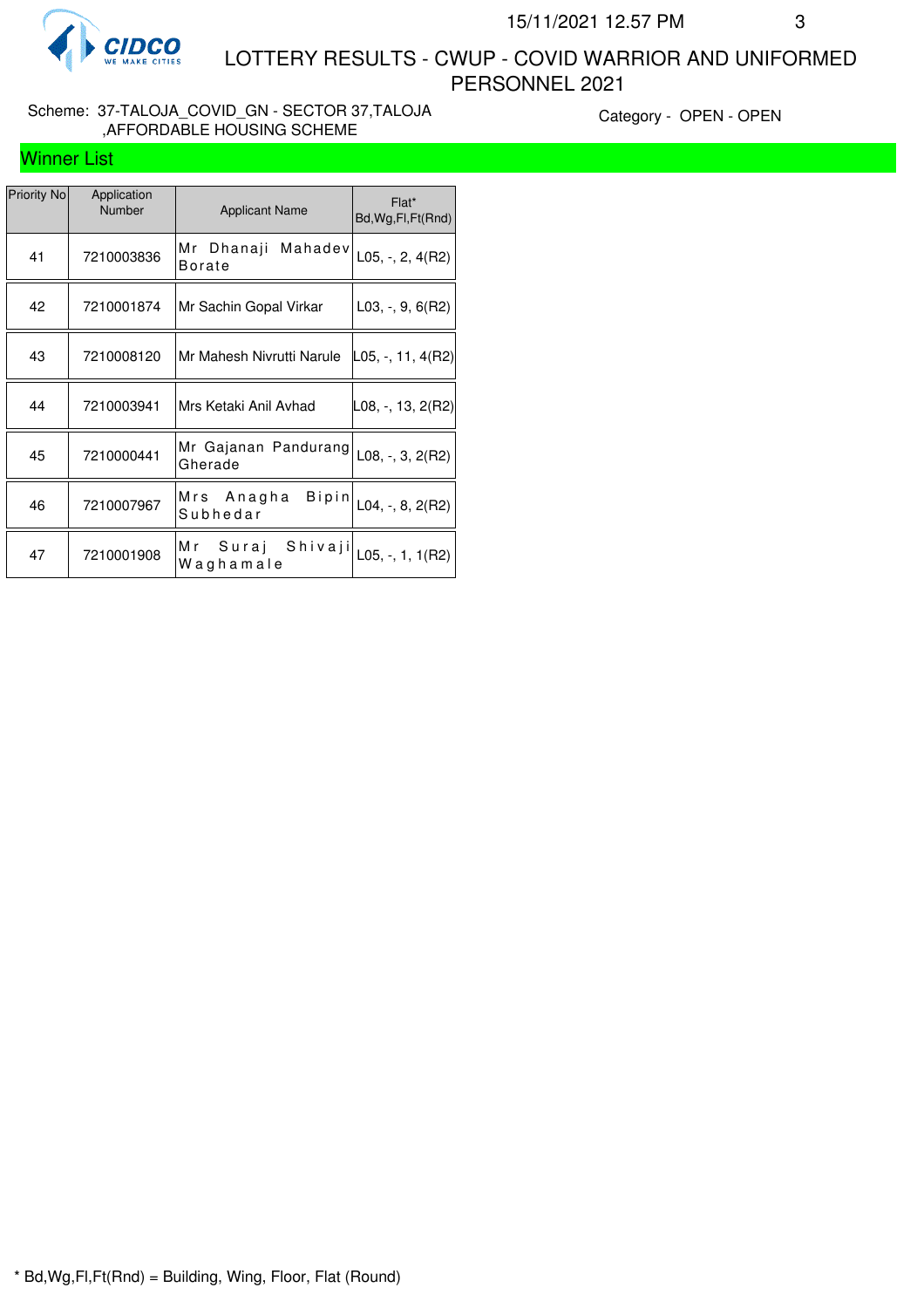# LOTTERY RESULTS - CWUP - COVID WARRIOR AND UNIFORMED PERSONNEL 2021

Scheme: 37-TALOJA_COVID_GN - SECTOR 37,TALOJA ,AFFORDABLE HOUSING SCHEME

Category - OPEN - OPEN

## Winner List

| Priority No | Application Number | Applicant Name | Flat* Bd,Wg,Fl,Ft(Rnd) |
|---|---|---|---|
| 41 | 7210003836 | Mr Dhanaji Mahadev Borate | L05, -, 2, 4(R2) |
| 42 | 7210001874 | Mr Sachin Gopal Virkar | L03, -, 9, 6(R2) |
| 43 | 7210008120 | Mr Mahesh Nivrutti Narule | L05, -, 11, 4(R2) |
| 44 | 7210003941 | Mrs Ketaki Anil Avhad | L08, -, 13, 2(R2) |
| 45 | 7210000441 | Mr Gajanan Pandurang Gherade | L08, -, 3, 2(R2) |
| 46 | 7210007967 | Mrs Anagha Bipin Subhedar | L04, -, 8, 2(R2) |
| 47 | 7210001908 | Mr Suraj Shivaji Waghamale | L05, -, 1, 1(R2) |

* Bd,Wg,Fl,Ft(Rnd) = Building, Wing, Floor, Flat (Round)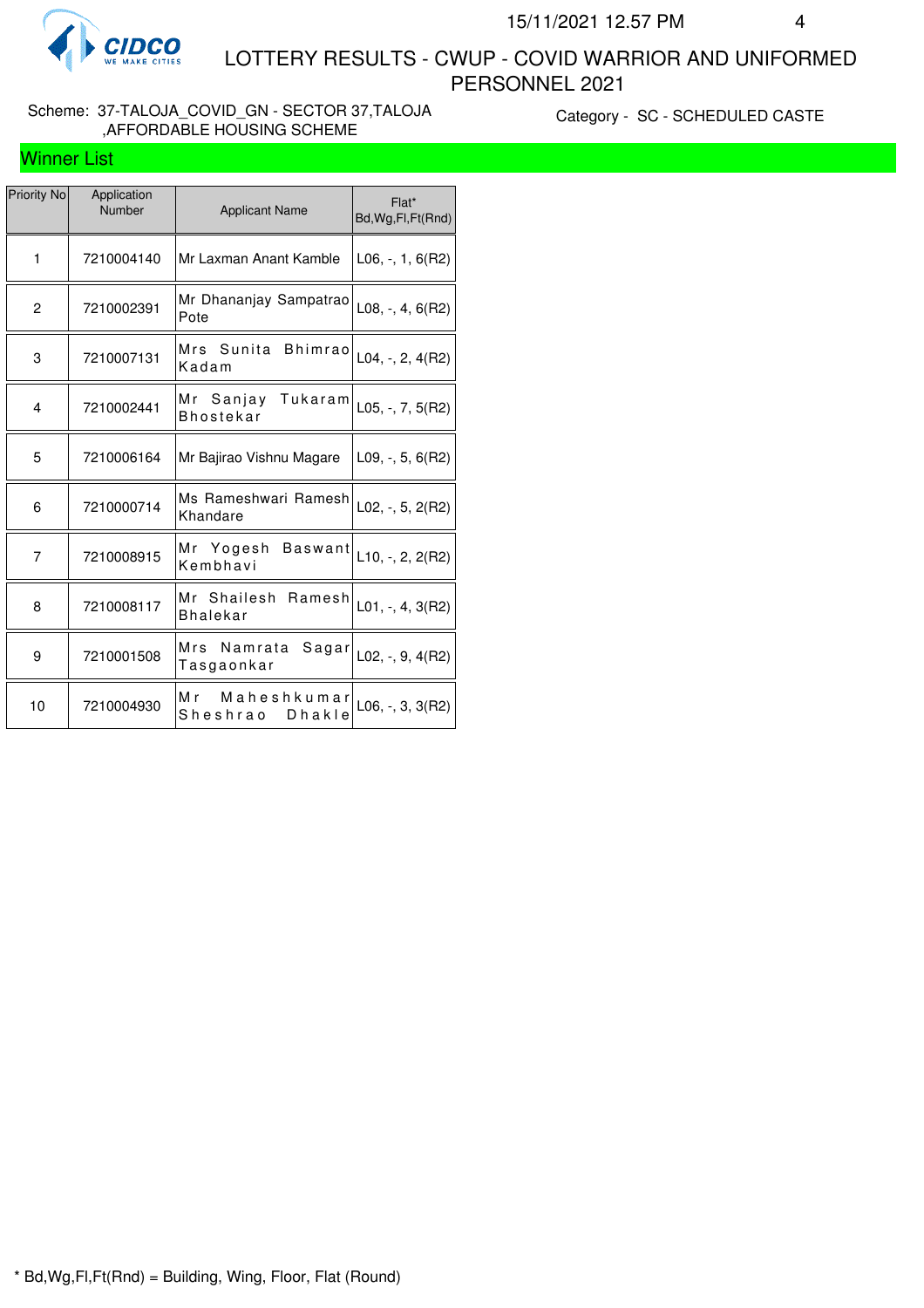# LOTTERY RESULTS - CWUP - COVID WARRIOR AND UNIFORMED PERSONNEL 2021

15/11/2021 12.57 PM

Scheme: 37-TALOJA_COVID_GN - SECTOR 37,TALOJA ,AFFORDABLE HOUSING SCHEME

Category - SC - SCHEDULED CASTE

## Winner List

| Priority No | Application Number | Applicant Name | Flat* Bd,Wg,Fl,Ft(Rnd) |
|---|---|---|---|
| 1 | 7210004140 | Mr Laxman Anant Kamble | L06, -, 1, 6(R2) |
| 2 | 7210002391 | Mr Dhananjay Sampatrao Pote | L08, -, 4, 6(R2) |
| 3 | 7210007131 | Mrs Sunita Bhimrao Kadam | L04, -, 2, 4(R2) |
| 4 | 7210002441 | Mr Sanjay Tukaram Bhostekar | L05, -, 7, 5(R2) |
| 5 | 7210006164 | Mr Bajirao Vishnu Magare | L09, -, 5, 6(R2) |
| 6 | 7210000714 | Ms Rameshwari Ramesh Khandare | L02, -, 5, 2(R2) |
| 7 | 7210008915 | Mr Yogesh Baswant Kembhavi | L10, -, 2, 2(R2) |
| 8 | 7210008117 | Mr Shailesh Ramesh Bhalekar | L01, -, 4, 3(R2) |
| 9 | 7210001508 | Mrs Namrata Sagar Tasgaonkar | L02, -, 9, 4(R2) |
| 10 | 7210004930 | Mr Maheshkumar Sheshrao Dhakle | L06, -, 3, 3(R2) |

* Bd,Wg,Fl,Ft(Rnd) = Building, Wing, Floor, Flat (Round)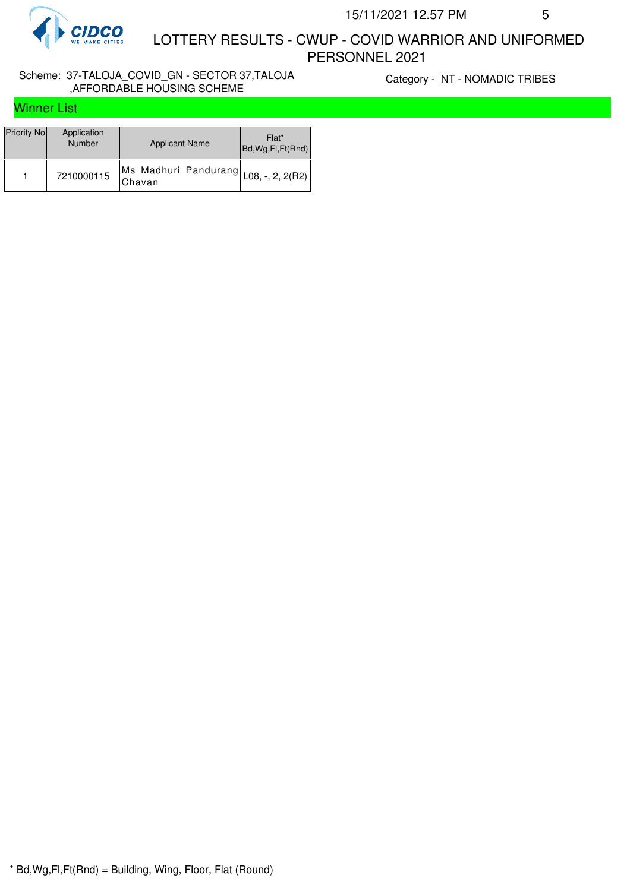# LOTTERY RESULTS - CWUP - COVID WARRIOR AND UNIFORMED PERSONNEL 2021

Scheme: 37-TALOJA_COVID_GN - SECTOR 37,TALOJA ,AFFORDABLE HOUSING SCHEME

Category - NT - NOMADIC TRIBES

## Winner List

| Priority No | Application Number | Applicant Name | Flat* Bd,Wg,Fl,Ft(Rnd) |
|---|---|---|---|
| 1 | 7210000115 | Ms Madhuri Pandurang Chavan | L08, -, 2, 2(R2) |

* Bd,Wg,Fl,Ft(Rnd) = Building, Wing, Floor, Flat (Round)